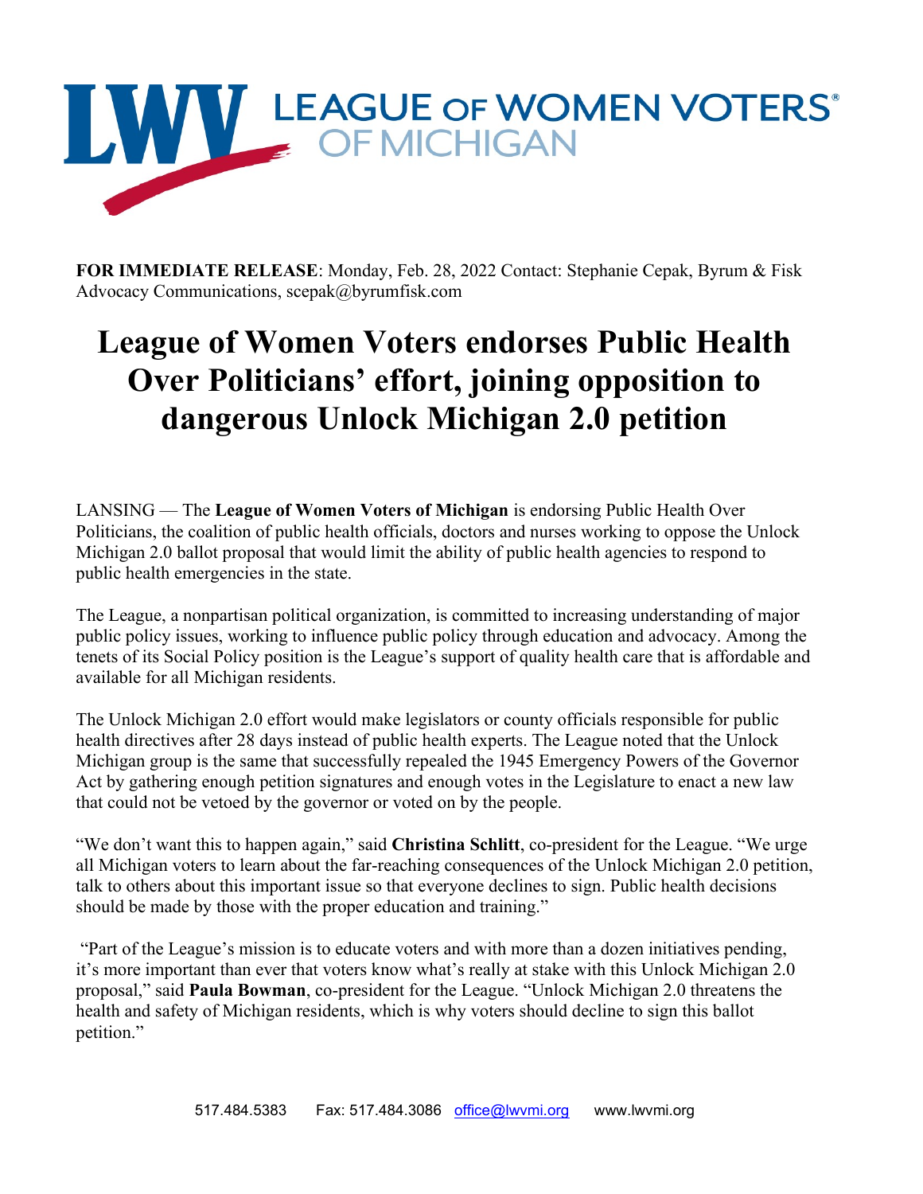LEAGUE OF WOMEN VOTERS® OF MICHIGAN

**FOR IMMEDIATE RELEASE**: Monday, Feb. 28, 2022 Contact: Stephanie Cepak, Byrum & Fisk Advocacy Communications, scepak@byrumfisk.com

# League of Women Voters endorses Public Health Over Politicians' effort, joining opposition to dangerous Unlock Michigan 2.0 petition

LANSING — The **League of Women Voters of Michigan** is endorsing Public Health Over Politicians, the coalition of public health officials, doctors and nurses working to oppose the Unlock Michigan 2.0 ballot proposal that would limit the ability of public health agencies to respond to public health emergencies in the state.

The League, a nonpartisan political organization, is committed to increasing understanding of major public policy issues, working to influence public policy through education and advocacy. Among the tenets of its Social Policy position is the League's support of quality health care that is affordable and available for all Michigan residents.

The Unlock Michigan 2.0 effort would make legislators or county officials responsible for public health directives after 28 days instead of public health experts. The League noted that the Unlock Michigan group is the same that successfully repealed the 1945 Emergency Powers of the Governor Act by gathering enough petition signatures and enough votes in the Legislature to enact a new law that could not be vetoed by the governor or voted on by the people.

"We don't want this to happen again," said **Christina Schlitt**, co-president for the League. "We urge all Michigan voters to learn about the far-reaching consequences of the Unlock Michigan 2.0 petition, talk to others about this important issue so that everyone declines to sign. Public health decisions should be made by those with the proper education and training."

"Part of the League's mission is to educate voters and with more than a dozen initiatives pending, it's more important than ever that voters know what's really at stake with this Unlock Michigan 2.0 proposal," said **Paula Bowman**, co-president for the League. "Unlock Michigan 2.0 threatens the health and safety of Michigan residents, which is why voters should decline to sign this ballot petition."

517.484.5383 Fax: 517.484.3086 office@lwvmi.org www.lwvmi.org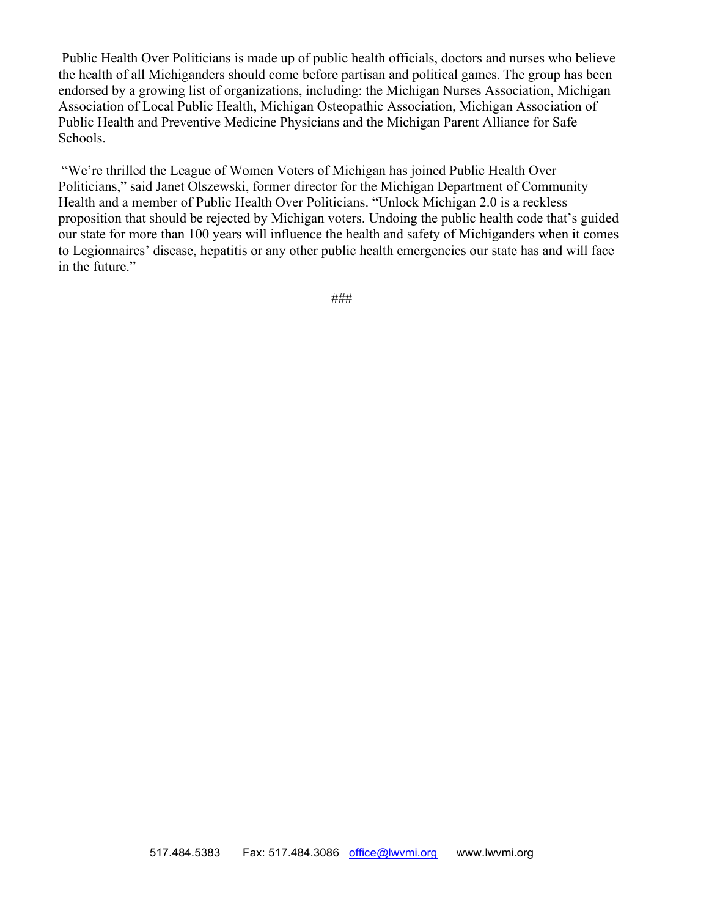Public Health Over Politicians is made up of public health officials, doctors and nurses who believe the health of all Michiganders should come before partisan and political games. The group has been endorsed by a growing list of organizations, including: the Michigan Nurses Association, Michigan Association of Local Public Health, Michigan Osteopathic Association, Michigan Association of Public Health and Preventive Medicine Physicians and the Michigan Parent Alliance for Safe Schools.

"We're thrilled the League of Women Voters of Michigan has joined Public Health Over Politicians," said Janet Olszewski, former director for the Michigan Department of Community Health and a member of Public Health Over Politicians. "Unlock Michigan 2.0 is a reckless proposition that should be rejected by Michigan voters. Undoing the public health code that's guided our state for more than 100 years will influence the health and safety of Michiganders when it comes to Legionnaires' disease, hepatitis or any other public health emergencies our state has and will face in the future."

###

517.484.5383 Fax: 517.484.3086 office@lwvmi.org www.lwvmi.org